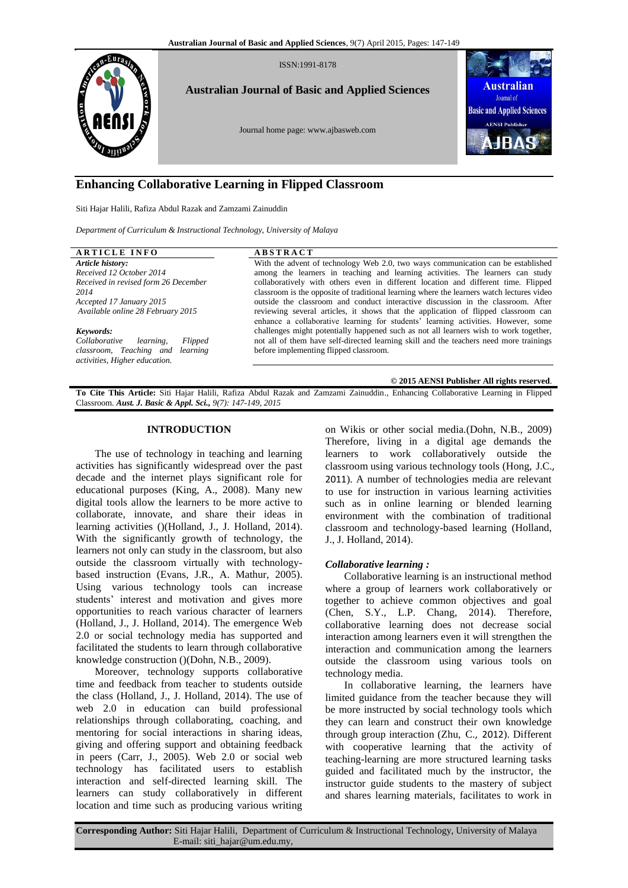ISSN:1991-8178

**Australian Journal of Basic and Applied Sciences**

Journal home page: www.ajbasweb.com

# Enhancing Collaborative Learning in Flipped Classroom

Siti Hajar Halili, Rafiza Abdul Razak and Zamzami Zainuddin

*Department of Curriculum & Instructional Technology, University of Malaya*

**ARTICLE INFO**

***Article history:***
*Received 12 October 2014*
*Received in revised form 26 December 2014*
*Accepted 17 January 2015*
*Available online 28 February 2015*

***Keywords:***
*Collaborative learning, Flipped classroom, Teaching and learning activities, Higher education.*

**ABSTRACT**

With the advent of technology Web 2.0, two ways communication can be established among the learners in teaching and learning activities. The learners can study collaboratively with others even in different location and different time. Flipped classroom is the opposite of traditional learning where the learners watch lectures video outside the classroom and conduct interactive discussion in the classroom. After reviewing several articles, it shows that the application of flipped classroom can enhance a collaborative learning for students' learning activities. However, some challenges might potentially happened such as not all learners wish to work together, not all of them have self-directed learning skill and the teachers need more trainings before implementing flipped classroom.

**© 2015 AENSI Publisher All rights reserved**.

**To Cite This Article:** Siti Hajar Halili, Rafiza Abdul Razak and Zamzami Zainuddin., Enhancing Collaborative Learning in Flipped Classroom. ***Aust. J. Basic & Appl. Sci.,*** *9(7): 147-149, 2015*

## INTRODUCTION

The use of technology in teaching and learning activities has significantly widespread over the past decade and the internet plays significant role for educational purposes (King, A., 2008). Many new digital tools allow the learners to be more active to collaborate, innovate, and share their ideas in learning activities ()(Holland, J., J. Holland, 2014). With the significantly growth of technology, the learners not only can study in the classroom, but also outside the classroom virtually with technology-based instruction (Evans, J.R., A. Mathur, 2005). Using various technology tools can increase students' interest and motivation and gives more opportunities to reach various character of learners (Holland, J., J. Holland, 2014). The emergence Web 2.0 or social technology media has supported and facilitated the students to learn through collaborative knowledge construction ()(Dohn, N.B., 2009).

Moreover, technology supports collaborative time and feedback from teacher to students outside the class (Holland, J., J. Holland, 2014). The use of web 2.0 in education can build professional relationships through collaborating, coaching, and mentoring for social interactions in sharing ideas, giving and offering support and obtaining feedback in peers (Carr, J., 2005). Web 2.0 or social web technology has facilitated users to establish interaction and self-directed learning skill. The learners can study collaboratively in different location and time such as producing various writing on Wikis or other social media.(Dohn, N.B., 2009) Therefore, living in a digital age demands the learners to work collaboratively outside the classroom using various technology tools (Hong, J.C., 2011). A number of technologies media are relevant to use for instruction in various learning activities such as in online learning or blended learning environment with the combination of traditional classroom and technology-based learning (Holland, J., J. Holland, 2014).

### *Collaborative learning :*

Collaborative learning is an instructional method where a group of learners work collaboratively or together to achieve common objectives and goal (Chen, S.Y., L.P. Chang, 2014). Therefore, collaborative learning does not decrease social interaction among learners even it will strengthen the interaction and communication among the learners outside the classroom using various tools on technology media.

In collaborative learning, the learners have limited guidance from the teacher because they will be more instructed by social technology tools which they can learn and construct their own knowledge through group interaction (Zhu, C., 2012). Different with cooperative learning that the activity of teaching-learning are more structured learning tasks guided and facilitated much by the instructor, the instructor guide students to the mastery of subject and shares learning materials, facilitates to work in

**Corresponding Author:** Siti Hajar Halili, Department of Curriculum & Instructional Technology, University of Malaya
E-mail: siti_hajar@um.edu.my,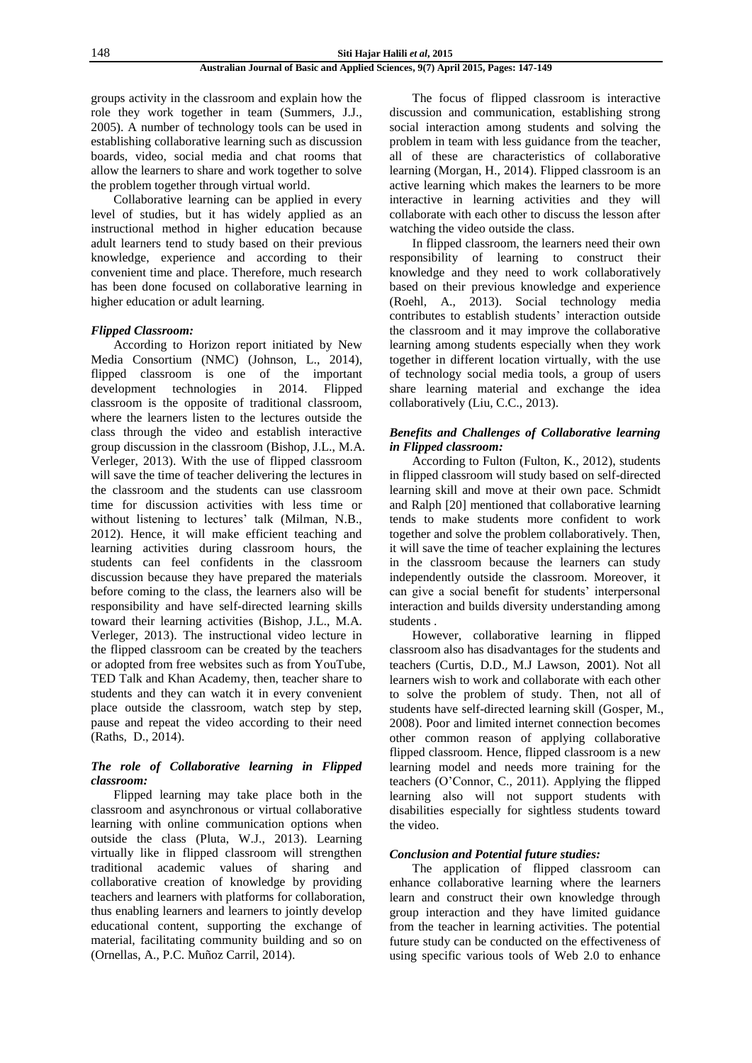groups activity in the classroom and explain how the role they work together in team (Summers, J.J., 2005). A number of technology tools can be used in establishing collaborative learning such as discussion boards, video, social media and chat rooms that allow the learners to share and work together to solve the problem together through virtual world.

Collaborative learning can be applied in every level of studies, but it has widely applied as an instructional method in higher education because adult learners tend to study based on their previous knowledge, experience and according to their convenient time and place. Therefore, much research has been done focused on collaborative learning in higher education or adult learning.

### *Flipped Classroom:*

According to Horizon report initiated by New Media Consortium (NMC) (Johnson, L., 2014), flipped classroom is one of the important development technologies in 2014. Flipped classroom is the opposite of traditional classroom, where the learners listen to the lectures outside the class through the video and establish interactive group discussion in the classroom (Bishop, J.L., M.A. Verleger, 2013). With the use of flipped classroom will save the time of teacher delivering the lectures in the classroom and the students can use classroom time for discussion activities with less time or without listening to lectures' talk (Milman, N.B., 2012). Hence, it will make efficient teaching and learning activities during classroom hours, the students can feel confidents in the classroom discussion because they have prepared the materials before coming to the class, the learners also will be responsibility and have self-directed learning skills toward their learning activities (Bishop, J.L., M.A. Verleger, 2013). The instructional video lecture in the flipped classroom can be created by the teachers or adopted from free websites such as from YouTube, TED Talk and Khan Academy, then, teacher share to students and they can watch it in every convenient place outside the classroom, watch step by step, pause and repeat the video according to their need (Raths, D., 2014).

### *The role of Collaborative learning in Flipped classroom:*

Flipped learning may take place both in the classroom and asynchronous or virtual collaborative learning with online communication options when outside the class (Pluta, W.J., 2013). Learning virtually like in flipped classroom will strengthen traditional academic values of sharing and collaborative creation of knowledge by providing teachers and learners with platforms for collaboration, thus enabling learners and learners to jointly develop educational content, supporting the exchange of material, facilitating community building and so on (Ornellas, A., P.C. Muñoz Carril, 2014).

The focus of flipped classroom is interactive discussion and communication, establishing strong social interaction among students and solving the problem in team with less guidance from the teacher, all of these are characteristics of collaborative learning (Morgan, H., 2014). Flipped classroom is an active learning which makes the learners to be more interactive in learning activities and they will collaborate with each other to discuss the lesson after watching the video outside the class.

In flipped classroom, the learners need their own responsibility of learning to construct their knowledge and they need to work collaboratively based on their previous knowledge and experience (Roehl, A., 2013). Social technology media contributes to establish students' interaction outside the classroom and it may improve the collaborative learning among students especially when they work together in different location virtually, with the use of technology social media tools, a group of users share learning material and exchange the idea collaboratively (Liu, C.C., 2013).

### *Benefits and Challenges of Collaborative learning in Flipped classroom:*

According to Fulton (Fulton, K., 2012), students in flipped classroom will study based on self-directed learning skill and move at their own pace. Schmidt and Ralph [20] mentioned that collaborative learning tends to make students more confident to work together and solve the problem collaboratively. Then, it will save the time of teacher explaining the lectures in the classroom because the learners can study independently outside the classroom. Moreover, it can give a social benefit for students' interpersonal interaction and builds diversity understanding among students .

However, collaborative learning in flipped classroom also has disadvantages for the students and teachers (Curtis, D.D., M.J Lawson, 2001). Not all learners wish to work and collaborate with each other to solve the problem of study. Then, not all of students have self-directed learning skill (Gosper, M., 2008). Poor and limited internet connection becomes other common reason of applying collaborative flipped classroom. Hence, flipped classroom is a new learning model and needs more training for the teachers (O'Connor, C., 2011). Applying the flipped learning also will not support students with disabilities especially for sightless students toward the video.

### *Conclusion and Potential future studies:*

The application of flipped classroom can enhance collaborative learning where the learners learn and construct their own knowledge through group interaction and they have limited guidance from the teacher in learning activities. The potential future study can be conducted on the effectiveness of using specific various tools of Web 2.0 to enhance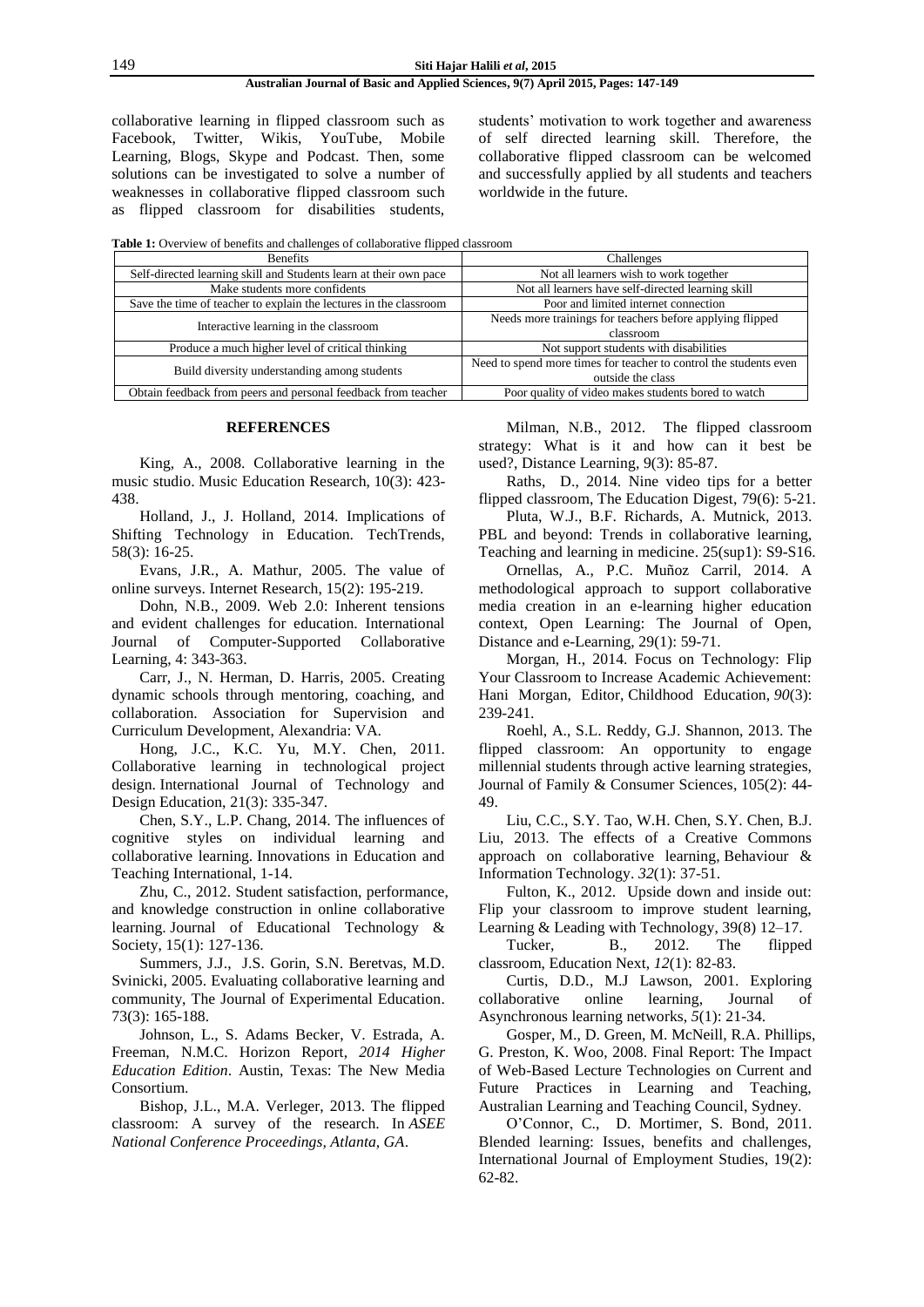collaborative learning in flipped classroom such as Facebook, Twitter, Wikis, YouTube, Mobile Learning, Blogs, Skype and Podcast. Then, some solutions can be investigated to solve a number of weaknesses in collaborative flipped classroom such as flipped classroom for disabilities students, students' motivation to work together and awareness of self directed learning skill. Therefore, the collaborative flipped classroom can be welcomed and successfully applied by all students and teachers worldwide in the future.

**Table 1:** Overview of benefits and challenges of collaborative flipped classroom

| Benefits | Challenges |
|---|---|
| Self-directed learning skill and Students learn at their own pace | Not all learners wish to work together |
| Make students more confidents | Not all learners have self-directed learning skill |
| Save the time of teacher to explain the lectures in the classroom | Poor and limited internet connection |
| Interactive learning in the classroom | Needs more trainings for teachers before applying flipped classroom |
| Produce a much higher level of critical thinking | Not support students with disabilities |
| Build diversity understanding among students | Need to spend more times for teacher to control the students even outside the class |
| Obtain feedback from peers and personal feedback from teacher | Poor quality of video makes students bored to watch |

## REFERENCES

King, A., 2008. Collaborative learning in the music studio. Music Education Research, 10(3): 423-438.

Holland, J., J. Holland, 2014. Implications of Shifting Technology in Education. TechTrends, 58(3): 16-25.

Evans, J.R., A. Mathur, 2005. The value of online surveys. Internet Research, 15(2): 195-219.

Dohn, N.B., 2009. Web 2.0: Inherent tensions and evident challenges for education. International Journal of Computer-Supported Collaborative Learning, 4: 343-363.

Carr, J., N. Herman, D. Harris, 2005. Creating dynamic schools through mentoring, coaching, and collaboration. Association for Supervision and Curriculum Development, Alexandria: VA.

Hong, J.C., K.C. Yu, M.Y. Chen, 2011. Collaborative learning in technological project design. International Journal of Technology and Design Education, 21(3): 335-347.

Chen, S.Y., L.P. Chang, 2014. The influences of cognitive styles on individual learning and collaborative learning. Innovations in Education and Teaching International, 1-14.

Zhu, C., 2012. Student satisfaction, performance, and knowledge construction in online collaborative learning. Journal of Educational Technology & Society, 15(1): 127-136.

Summers, J.J., J.S. Gorin, S.N. Beretvas, M.D. Svinicki, 2005. Evaluating collaborative learning and community, The Journal of Experimental Education. 73(3): 165-188.

Johnson, L., S. Adams Becker, V. Estrada, A. Freeman, N.M.C. Horizon Report, *2014 Higher Education Edition*. Austin, Texas: The New Media Consortium.

Bishop, J.L., M.A. Verleger, 2013. The flipped classroom: A survey of the research. In *ASEE National Conference Proceedings, Atlanta, GA*.

Milman, N.B., 2012. The flipped classroom strategy: What is it and how can it best be used?, Distance Learning, 9(3): 85-87.

Raths, D., 2014. Nine video tips for a better flipped classroom, The Education Digest, 79(6): 5-21.

Pluta, W.J., B.F. Richards, A. Mutnick, 2013. PBL and beyond: Trends in collaborative learning, Teaching and learning in medicine. 25(sup1): S9-S16.

Ornellas, A., P.C. Muñoz Carril, 2014. A methodological approach to support collaborative media creation in an e-learning higher education context, Open Learning: The Journal of Open, Distance and e-Learning, 29(1): 59-71.

Morgan, H., 2014. Focus on Technology: Flip Your Classroom to Increase Academic Achievement: Hani Morgan, Editor, Childhood Education, *90*(3): 239-241.

Roehl, A., S.L. Reddy, G.J. Shannon, 2013. The flipped classroom: An opportunity to engage millennial students through active learning strategies, Journal of Family & Consumer Sciences, 105(2): 44-49.

Liu, C.C., S.Y. Tao, W.H. Chen, S.Y. Chen, B.J. Liu, 2013. The effects of a Creative Commons approach on collaborative learning, Behaviour & Information Technology. *32*(1): 37-51.

Fulton, K., 2012. Upside down and inside out: Flip your classroom to improve student learning, Learning & Leading with Technology, 39(8) 12–17.

Tucker, B., 2012. The flipped classroom, Education Next, *12*(1): 82-83.

Curtis, D.D., M.J Lawson, 2001. Exploring collaborative online learning, Journal of Asynchronous learning networks, *5*(1): 21-34.

Gosper, M., D. Green, M. McNeill, R.A. Phillips, G. Preston, K. Woo, 2008. Final Report: The Impact of Web-Based Lecture Technologies on Current and Future Practices in Learning and Teaching, Australian Learning and Teaching Council, Sydney.

O'Connor, C., D. Mortimer, S. Bond, 2011. Blended learning: Issues, benefits and challenges, International Journal of Employment Studies, 19(2): 62-82.